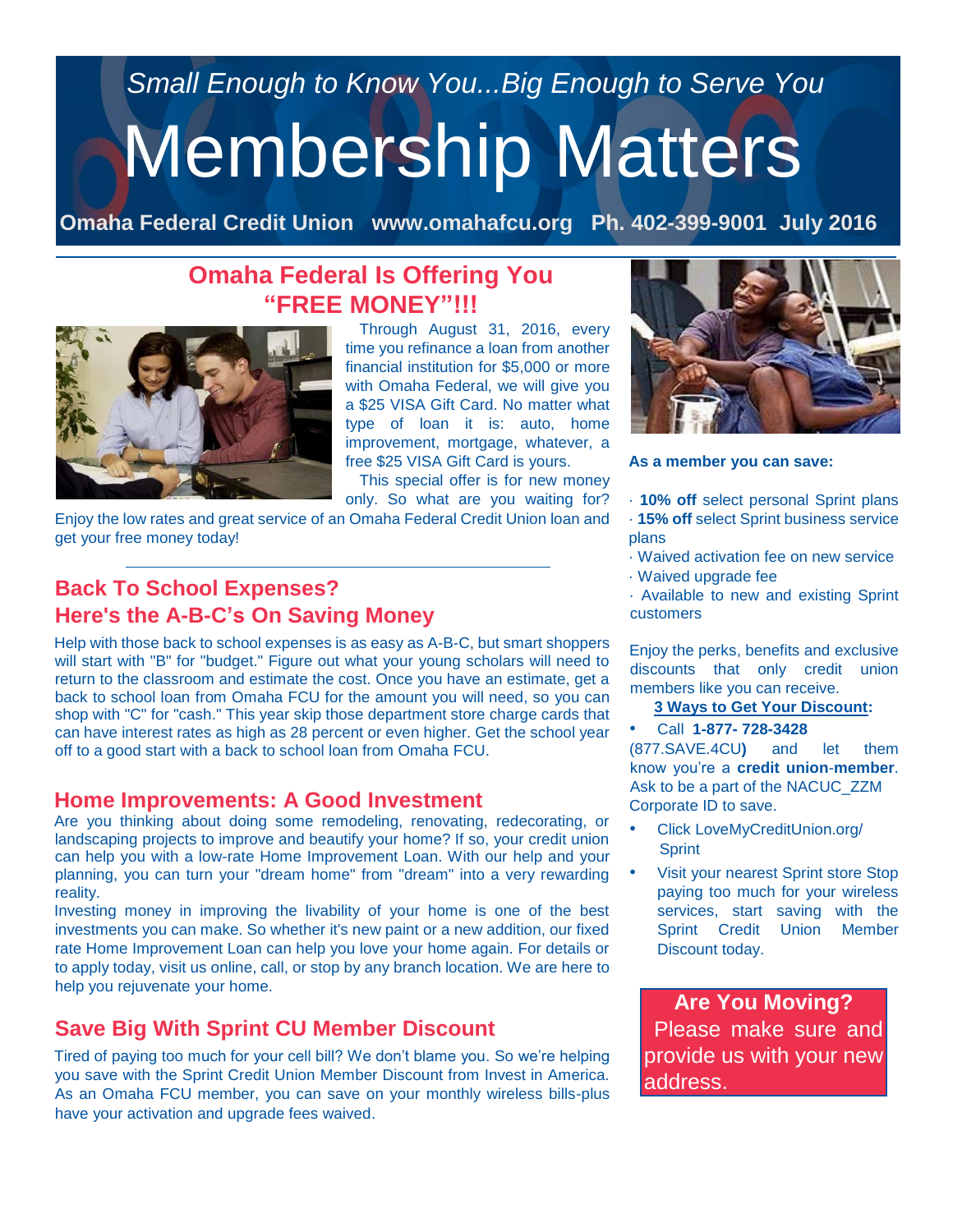*Small Enough to Know You...Big Enough to Serve You*

# Membership Matters

**Omaha Federal Credit Union www.omahafcu.org Ph. 402-399-9001 July 2016**

## Omaha Federal Is Offering You "FREE MONEY"!!!

Through August 31, 2016, every time you refinance a loan from another financial institution for $5,000 or more with Omaha Federal, we will give you a $25 VISA Gift Card. No matter what type of loan it is: auto, home improvement, mortgage, whatever, a free $25 VISA Gift Card is yours.

This special offer is for new money only. So what are you waiting for? Enjoy the low rates and great service of an Omaha Federal Credit Union loan and get your free money today!

## Back To School Expenses? Here's the A-B-C's On Saving Money

Help with those back to school expenses is as easy as A-B-C, but smart shoppers will start with "B" for "budget." Figure out what your young scholars will need to return to the classroom and estimate the cost. Once you have an estimate, get a back to school loan from Omaha FCU for the amount you will need, so you can shop with "C" for "cash." This year skip those department store charge cards that can have interest rates as high as 28 percent or even higher. Get the school year off to a good start with a back to school loan from Omaha FCU.

## Home Improvements: A Good Investment

Are you thinking about doing some remodeling, renovating, redecorating, or landscaping projects to improve and beautify your home? If so, your credit union can help you with a low-rate Home Improvement Loan. With our help and your planning, you can turn your "dream home" from "dream" into a very rewarding reality.

Investing money in improving the livability of your home is one of the best investments you can make. So whether it's new paint or a new addition, our fixed rate Home Improvement Loan can help you love your home again. For details or to apply today, visit us online, call, or stop by any branch location. We are here to help you rejuvenate your home.

## Save Big With Sprint CU Member Discount

Tired of paying too much for your cell bill? We don't blame you. So we're helping you save with the Sprint Credit Union Member Discount from Invest in America. As an Omaha FCU member, you can save on your monthly wireless bills-plus have your activation and upgrade fees waived.

**As a member you can save:**

- **10% off** select personal Sprint plans
- **15% off** select Sprint business service plans
- Waived activation fee on new service
- Waived upgrade fee
- Available to new and existing Sprint customers

Enjoy the perks, benefits and exclusive discounts that only credit union members like you can receive.

**3 Ways to Get Your Discount:**

- Call **1-877- 728-3428** (877.SAVE.4CU**)** and let them know you're a **credit union-member**. Ask to be a part of the NACUC_ZZM Corporate ID to save.
- Click LoveMyCreditUnion.org/ Sprint
- Visit your nearest Sprint store Stop paying too much for your wireless services, start saving with the Sprint Credit Union Member Discount today.

**Are You Moving?**
Please make sure and provide us with your new address.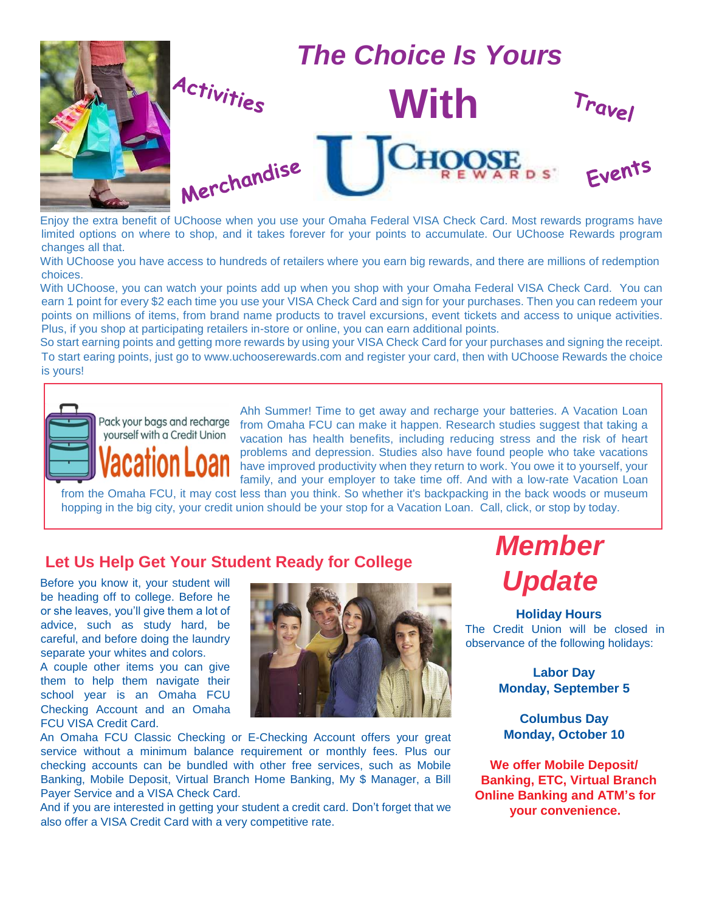# The Choice Is Yours With UChoose Rewards

Activities · Travel · Merchandise · Events

Enjoy the extra benefit of UChoose when you use your Omaha Federal VISA Check Card. Most rewards programs have limited options on where to shop, and it takes forever for your points to accumulate. Our UChoose Rewards program changes all that.

With UChoose you have access to hundreds of retailers where you earn big rewards, and there are millions of redemption choices.

With UChoose, you can watch your points add up when you shop with your Omaha Federal VISA Check Card. You can earn 1 point for every $2 each time you use your VISA Check Card and sign for your purchases. Then you can redeem your points on millions of items, from brand name products to travel excursions, event tickets and access to unique activities. Plus, if you shop at participating retailers in-store or online, you can earn additional points.

So start earning points and getting more rewards by using your VISA Check Card for your purchases and signing the receipt. To start earing points, just go to www.uchooserewards.com and register your card, then with UChoose Rewards the choice is yours!

---

Pack your bags and recharge yourself with a Credit Union **Vacation Loan**

Ahh Summer! Time to get away and recharge your batteries. A Vacation Loan from Omaha FCU can make it happen. Research studies suggest that taking a vacation has health benefits, including reducing stress and the risk of heart problems and depression. Studies also have found people who take vacations have improved productivity when they return to work. You owe it to yourself, your family, and your employer to take time off. And with a low-rate Vacation Loan from the Omaha FCU, it may cost less than you think. So whether it's backpacking in the back woods or museum hopping in the big city, your credit union should be your stop for a Vacation Loan. Call, click, or stop by today.

---

## Let Us Help Get Your Student Ready for College

Before you know it, your student will be heading off to college. Before he or she leaves, you'll give them a lot of advice, such as study hard, be careful, and before doing the laundry separate your whites and colors.

A couple other items you can give them to help them navigate their school year is an Omaha FCU Checking Account and an Omaha FCU VISA Credit Card.

An Omaha FCU Classic Checking or E-Checking Account offers your great service without a minimum balance requirement or monthly fees. Plus our checking accounts can be bundled with other free services, such as Mobile Banking, Mobile Deposit, Virtual Branch Home Banking, My $ Manager, a Bill Payer Service and a VISA Check Card.

And if you are interested in getting your student a credit card. Don't forget that we also offer a VISA Credit Card with a very competitive rate.

## *Member Update*

**Holiday Hours**

The Credit Union will be closed in observance of the following holidays:

**Labor Day**
**Monday, September 5**

**Columbus Day**
**Monday, October 10**

**We offer Mobile Deposit/ Banking, ETC, Virtual Branch Online Banking and ATM's for your convenience.**